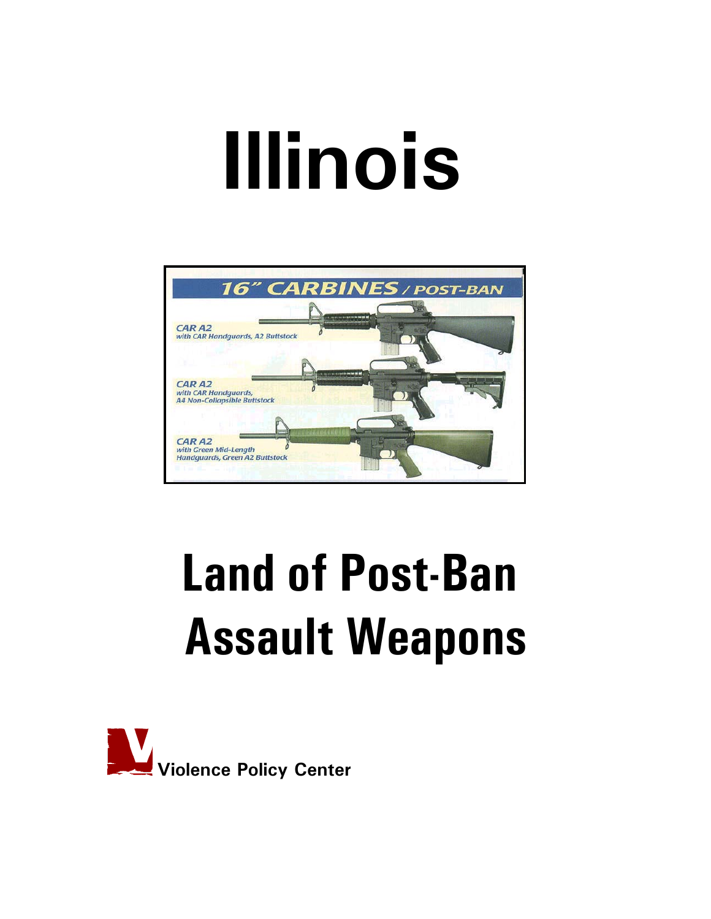# Illinois

16" CARBINES / POST-BAN

CAR A2
with CAR Handguards, A2 Buttstock

CAR A2
with CAR Handguards, A4 Non-Collapsible Buttstock

CAR A2
with Green Mid-Length Handguards, Green A2 Buttstock

# Land of Post-Ban Assault Weapons

Violence Policy Center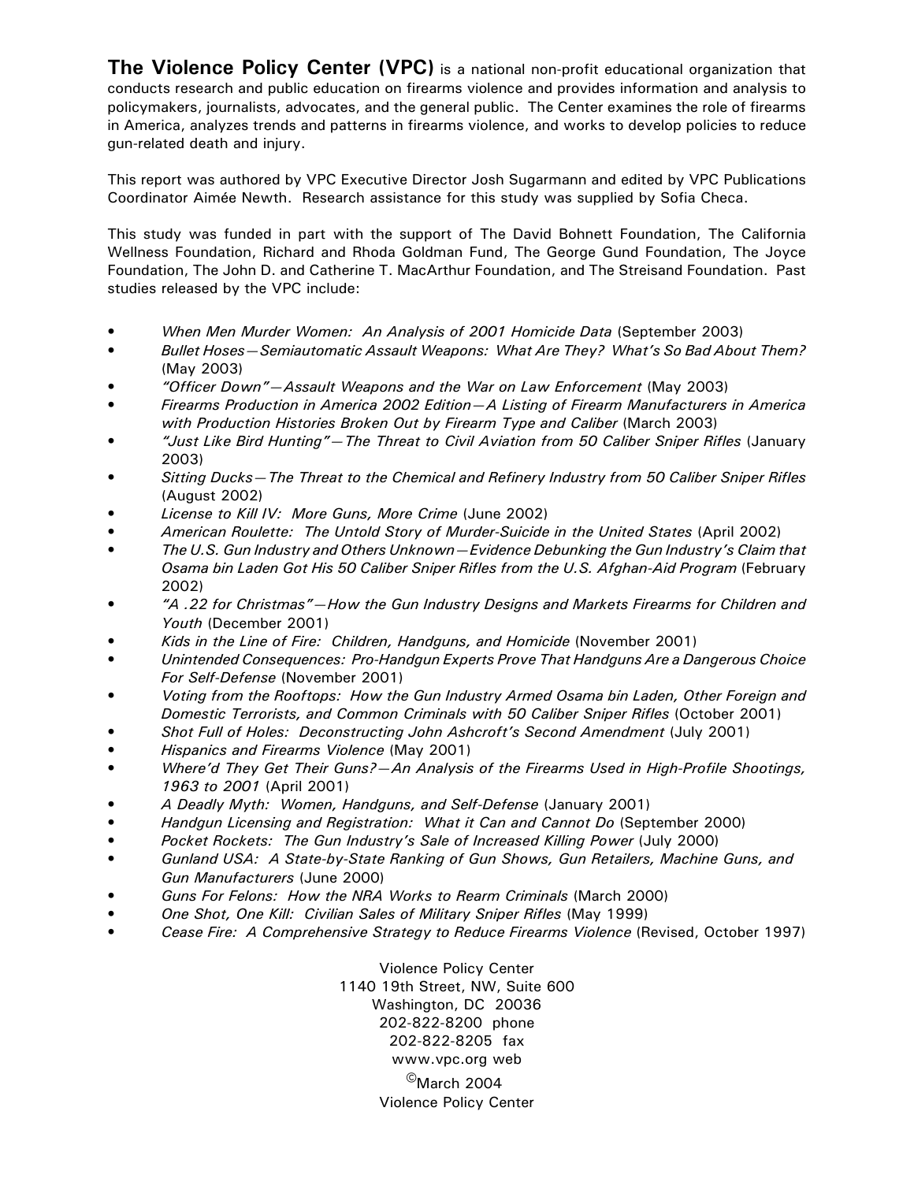**The Violence Policy Center (VPC)** is a national non-profit educational organization that conducts research and public education on firearms violence and provides information and analysis to policymakers, journalists, advocates, and the general public. The Center examines the role of firearms in America, analyzes trends and patterns in firearms violence, and works to develop policies to reduce gun-related death and injury.

This report was authored by VPC Executive Director Josh Sugarmann and edited by VPC Publications Coordinator Aimée Newth. Research assistance for this study was supplied by Sofia Checa.

This study was funded in part with the support of The David Bohnett Foundation, The California Wellness Foundation, Richard and Rhoda Goldman Fund, The George Gund Foundation, The Joyce Foundation, The John D. and Catherine T. MacArthur Foundation, and The Streisand Foundation. Past studies released by the VPC include:

- *When Men Murder Women: An Analysis of 2001 Homicide Data* (September 2003)
- *Bullet Hoses—Semiautomatic Assault Weapons: What Are They? What's So Bad About Them?* (May 2003)
- *"Officer Down"—Assault Weapons and the War on Law Enforcement* (May 2003)
- *Firearms Production in America 2002 Edition—A Listing of Firearm Manufacturers in America with Production Histories Broken Out by Firearm Type and Caliber* (March 2003)
- *"Just Like Bird Hunting"—The Threat to Civil Aviation from 50 Caliber Sniper Rifles* (January 2003)
- *Sitting Ducks—The Threat to the Chemical and Refinery Industry from 50 Caliber Sniper Rifles* (August 2002)
- *License to Kill IV: More Guns, More Crime* (June 2002)
- *American Roulette: The Untold Story of Murder-Suicide in the United States* (April 2002)
- *The U.S. Gun Industry and Others Unknown—Evidence Debunking the Gun Industry's Claim that Osama bin Laden Got His 50 Caliber Sniper Rifles from the U.S. Afghan-Aid Program* (February 2002)
- *"A .22 for Christmas"—How the Gun Industry Designs and Markets Firearms for Children and Youth* (December 2001)
- *Kids in the Line of Fire: Children, Handguns, and Homicide* (November 2001)
- *Unintended Consequences: Pro-Handgun Experts Prove That Handguns Are a Dangerous Choice For Self-Defense* (November 2001)
- *Voting from the Rooftops: How the Gun Industry Armed Osama bin Laden, Other Foreign and Domestic Terrorists, and Common Criminals with 50 Caliber Sniper Rifles* (October 2001)
- *Shot Full of Holes: Deconstructing John Ashcroft's Second Amendment* (July 2001)
- *Hispanics and Firearms Violence* (May 2001)
- *Where'd They Get Their Guns?—An Analysis of the Firearms Used in High-Profile Shootings, 1963 to 2001* (April 2001)
- *A Deadly Myth: Women, Handguns, and Self-Defense* (January 2001)
- *Handgun Licensing and Registration: What it Can and Cannot Do* (September 2000)
- *Pocket Rockets: The Gun Industry's Sale of Increased Killing Power* (July 2000)
- *Gunland USA: A State-by-State Ranking of Gun Shows, Gun Retailers, Machine Guns, and Gun Manufacturers* (June 2000)
- *Guns For Felons: How the NRA Works to Rearm Criminals* (March 2000)
- *One Shot, One Kill: Civilian Sales of Military Sniper Rifles* (May 1999)
- *Cease Fire: A Comprehensive Strategy to Reduce Firearms Violence* (Revised, October 1997)

Violence Policy Center
1140 19th Street, NW, Suite 600
Washington, DC 20036
202-822-8200 phone
202-822-8205 fax
www.vpc.org web
©March 2004
Violence Policy Center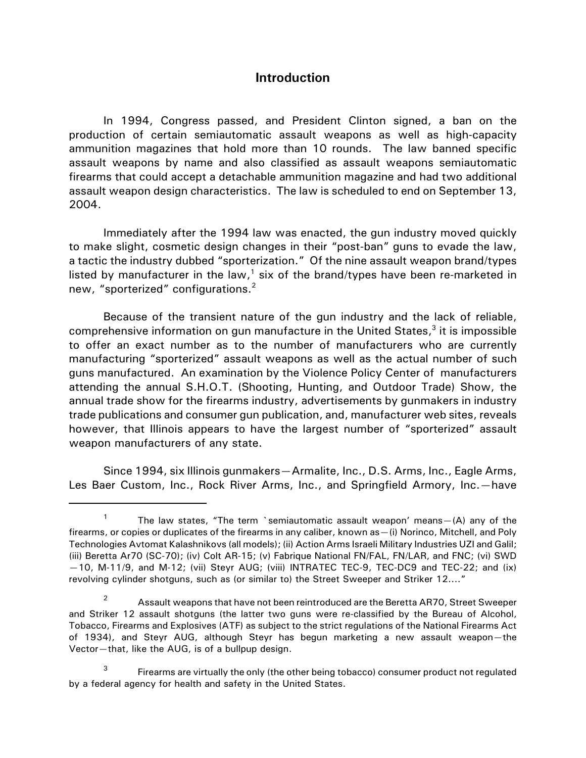## Introduction

In 1994, Congress passed, and President Clinton signed, a ban on the production of certain semiautomatic assault weapons as well as high-capacity ammunition magazines that hold more than 10 rounds. The law banned specific assault weapons by name and also classified as assault weapons semiautomatic firearms that could accept a detachable ammunition magazine and had two additional assault weapon design characteristics. The law is scheduled to end on September 13, 2004.

Immediately after the 1994 law was enacted, the gun industry moved quickly to make slight, cosmetic design changes in their "post-ban" guns to evade the law, a tactic the industry dubbed "sporterization." Of the nine assault weapon brand/types listed by manufacturer in the law,[1] six of the brand/types have been re-marketed in new, "sporterized" configurations.[2]

Because of the transient nature of the gun industry and the lack of reliable, comprehensive information on gun manufacture in the United States,[3] it is impossible to offer an exact number as to the number of manufacturers who are currently manufacturing "sporterized" assault weapons as well as the actual number of such guns manufactured. An examination by the Violence Policy Center of manufacturers attending the annual S.H.O.T. (Shooting, Hunting, and Outdoor Trade) Show, the annual trade show for the firearms industry, advertisements by gunmakers in industry trade publications and consumer gun publication, and, manufacturer web sites, reveals however, that Illinois appears to have the largest number of "sporterized" assault weapon manufacturers of any state.

Since 1994, six Illinois gunmakers—Armalite, Inc., D.S. Arms, Inc., Eagle Arms, Les Baer Custom, Inc., Rock River Arms, Inc., and Springfield Armory, Inc.—have

---

[1] The law states, "The term `semiautomatic assault weapon' means—(A) any of the firearms, or copies or duplicates of the firearms in any caliber, known as—(i) Norinco, Mitchell, and Poly Technologies Avtomat Kalashnikovs (all models); (ii) Action Arms Israeli Military Industries UZI and Galil; (iii) Beretta Ar70 (SC-70); (iv) Colt AR-15; (v) Fabrique National FN/FAL, FN/LAR, and FNC; (vi) SWD —10, M-11/9, and M-12; (vii) Steyr AUG; (viii) INTRATEC TEC-9, TEC-DC9 and TEC-22; and (ix) revolving cylinder shotguns, such as (or similar to) the Street Sweeper and Striker 12...."

[2] Assault weapons that have not been reintroduced are the Beretta AR70, Street Sweeper and Striker 12 assault shotguns (the latter two guns were re-classified by the Bureau of Alcohol, Tobacco, Firearms and Explosives (ATF) as subject to the strict regulations of the National Firearms Act of 1934), and Steyr AUG, although Steyr has begun marketing a new assault weapon—the Vector—that, like the AUG, is of a bullpup design.

[3] Firearms are virtually the only (the other being tobacco) consumer product not regulated by a federal agency for health and safety in the United States.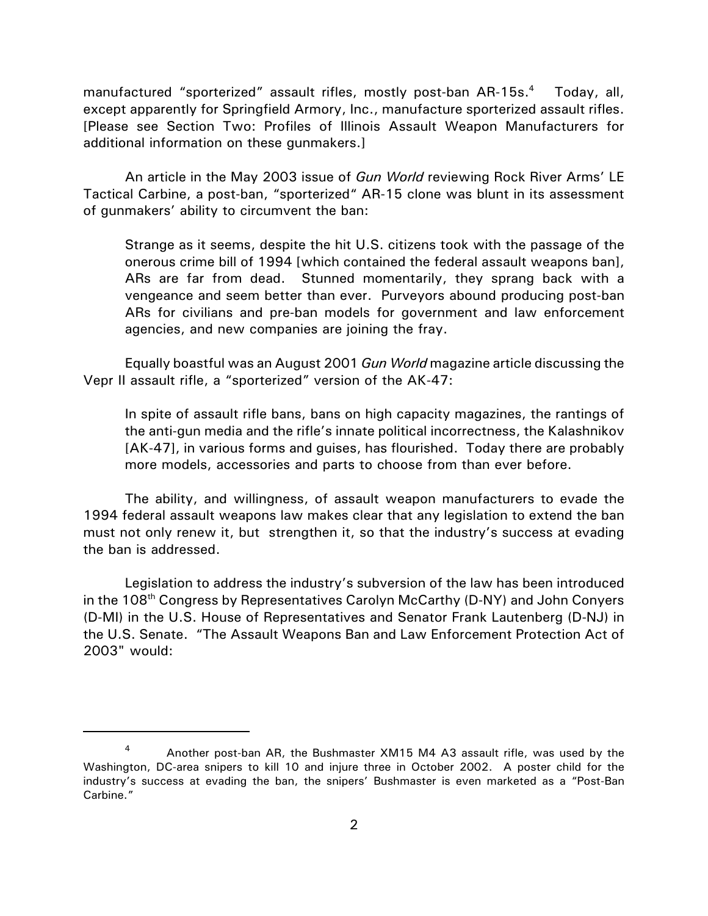manufactured "sporterized" assault rifles, mostly post-ban AR-15s.[4] Today, all, except apparently for Springfield Armory, Inc., manufacture sporterized assault rifles. [Please see Section Two: Profiles of Illinois Assault Weapon Manufacturers for additional information on these gunmakers.]

An article in the May 2003 issue of *Gun World* reviewing Rock River Arms' LE Tactical Carbine, a post-ban, "sporterized" AR-15 clone was blunt in its assessment of gunmakers' ability to circumvent the ban:

> Strange as it seems, despite the hit U.S. citizens took with the passage of the onerous crime bill of 1994 [which contained the federal assault weapons ban], ARs are far from dead. Stunned momentarily, they sprang back with a vengeance and seem better than ever. Purveyors abound producing post-ban ARs for civilians and pre-ban models for government and law enforcement agencies, and new companies are joining the fray.

Equally boastful was an August 2001 *Gun World* magazine article discussing the Vepr II assault rifle, a "sporterized" version of the AK-47:

> In spite of assault rifle bans, bans on high capacity magazines, the rantings of the anti-gun media and the rifle's innate political incorrectness, the Kalashnikov [AK-47], in various forms and guises, has flourished. Today there are probably more models, accessories and parts to choose from than ever before.

The ability, and willingness, of assault weapon manufacturers to evade the 1994 federal assault weapons law makes clear that any legislation to extend the ban must not only renew it, but strengthen it, so that the industry's success at evading the ban is addressed.

Legislation to address the industry's subversion of the law has been introduced in the 108th Congress by Representatives Carolyn McCarthy (D-NY) and John Conyers (D-MI) in the U.S. House of Representatives and Senator Frank Lautenberg (D-NJ) in the U.S. Senate. "The Assault Weapons Ban and Law Enforcement Protection Act of 2003" would:

---

[4] Another post-ban AR, the Bushmaster XM15 M4 A3 assault rifle, was used by the Washington, DC-area snipers to kill 10 and injure three in October 2002. A poster child for the industry's success at evading the ban, the snipers' Bushmaster is even marketed as a "Post-Ban Carbine."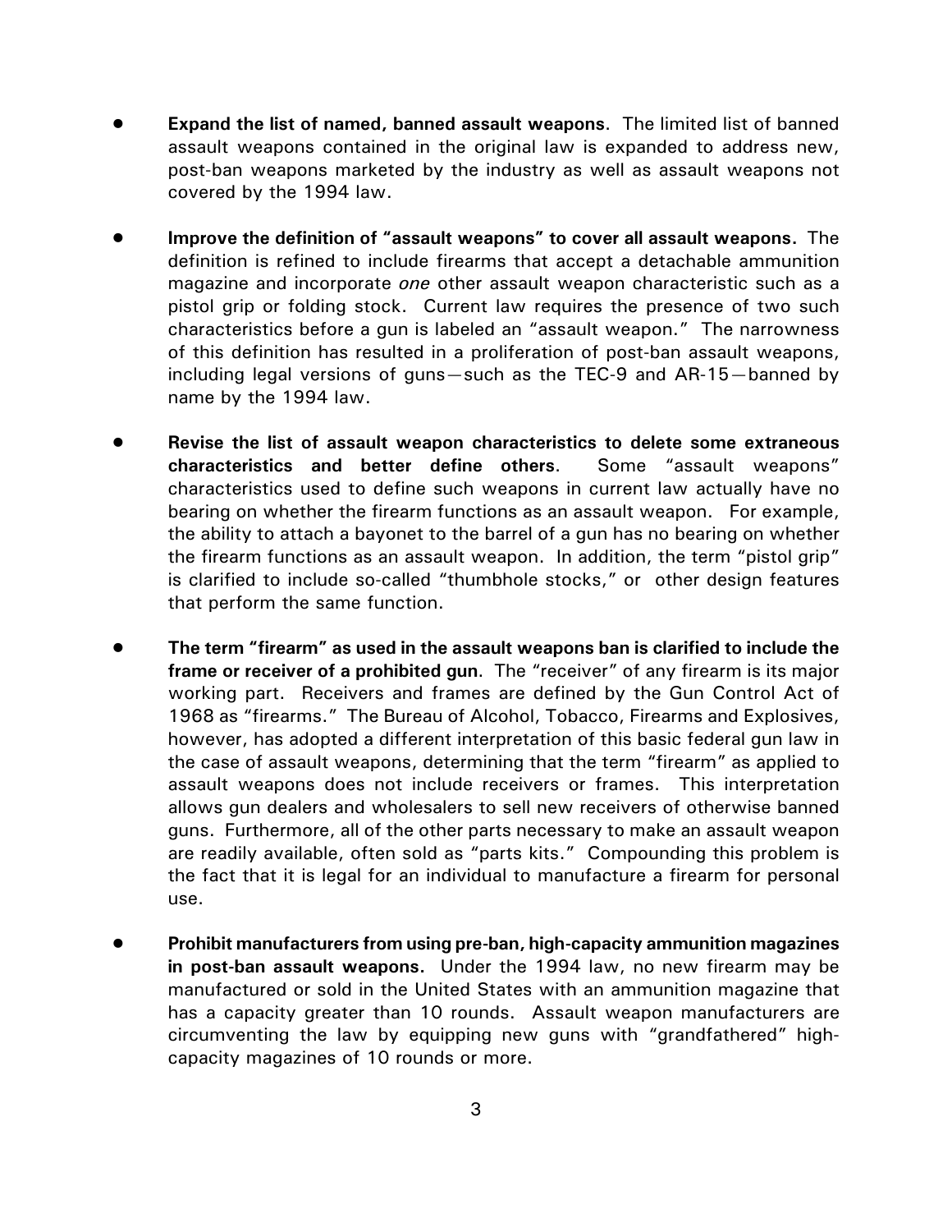- **Expand the list of named, banned assault weapons**. The limited list of banned assault weapons contained in the original law is expanded to address new, post-ban weapons marketed by the industry as well as assault weapons not covered by the 1994 law.

- **Improve the definition of "assault weapons" to cover all assault weapons.** The definition is refined to include firearms that accept a detachable ammunition magazine and incorporate *one* other assault weapon characteristic such as a pistol grip or folding stock. Current law requires the presence of two such characteristics before a gun is labeled an "assault weapon." The narrowness of this definition has resulted in a proliferation of post-ban assault weapons, including legal versions of guns—such as the TEC-9 and AR-15—banned by name by the 1994 law.

- **Revise the list of assault weapon characteristics to delete some extraneous characteristics and better define others**. Some "assault weapons" characteristics used to define such weapons in current law actually have no bearing on whether the firearm functions as an assault weapon. For example, the ability to attach a bayonet to the barrel of a gun has no bearing on whether the firearm functions as an assault weapon. In addition, the term "pistol grip" is clarified to include so-called "thumbhole stocks," or other design features that perform the same function.

- **The term "firearm" as used in the assault weapons ban is clarified to include the frame or receiver of a prohibited gun**. The "receiver" of any firearm is its major working part. Receivers and frames are defined by the Gun Control Act of 1968 as "firearms." The Bureau of Alcohol, Tobacco, Firearms and Explosives, however, has adopted a different interpretation of this basic federal gun law in the case of assault weapons, determining that the term "firearm" as applied to assault weapons does not include receivers or frames. This interpretation allows gun dealers and wholesalers to sell new receivers of otherwise banned guns. Furthermore, all of the other parts necessary to make an assault weapon are readily available, often sold as "parts kits." Compounding this problem is the fact that it is legal for an individual to manufacture a firearm for personal use.

- **Prohibit manufacturers from using pre-ban, high-capacity ammunition magazines in post-ban assault weapons.** Under the 1994 law, no new firearm may be manufactured or sold in the United States with an ammunition magazine that has a capacity greater than 10 rounds. Assault weapon manufacturers are circumventing the law by equipping new guns with "grandfathered" high-capacity magazines of 10 rounds or more.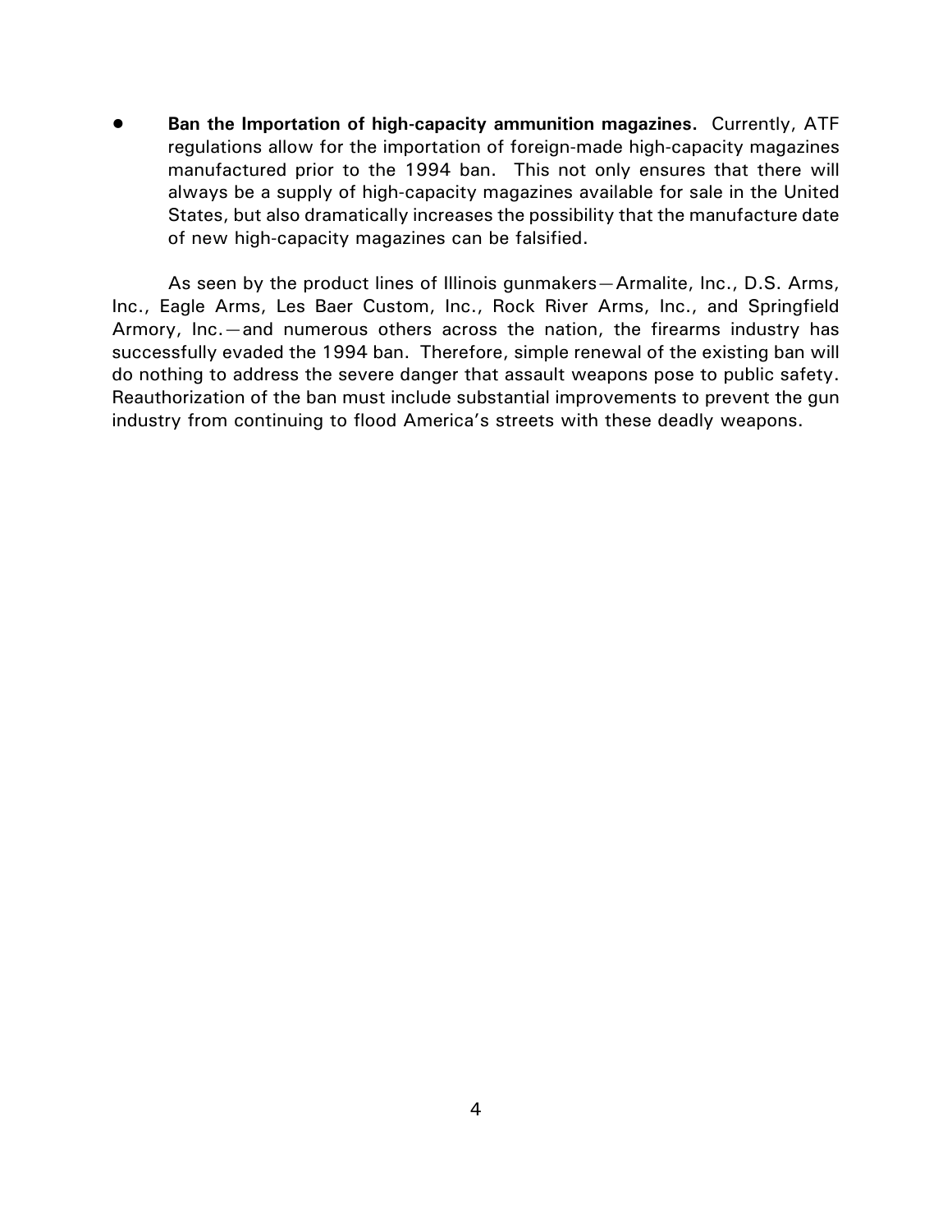- **Ban the Importation of high-capacity ammunition magazines.** Currently, ATF regulations allow for the importation of foreign-made high-capacity magazines manufactured prior to the 1994 ban. This not only ensures that there will always be a supply of high-capacity magazines available for sale in the United States, but also dramatically increases the possibility that the manufacture date of new high-capacity magazines can be falsified.

As seen by the product lines of Illinois gunmakers—Armalite, Inc., D.S. Arms, Inc., Eagle Arms, Les Baer Custom, Inc., Rock River Arms, Inc., and Springfield Armory, Inc.—and numerous others across the nation, the firearms industry has successfully evaded the 1994 ban. Therefore, simple renewal of the existing ban will do nothing to address the severe danger that assault weapons pose to public safety. Reauthorization of the ban must include substantial improvements to prevent the gun industry from continuing to flood America's streets with these deadly weapons.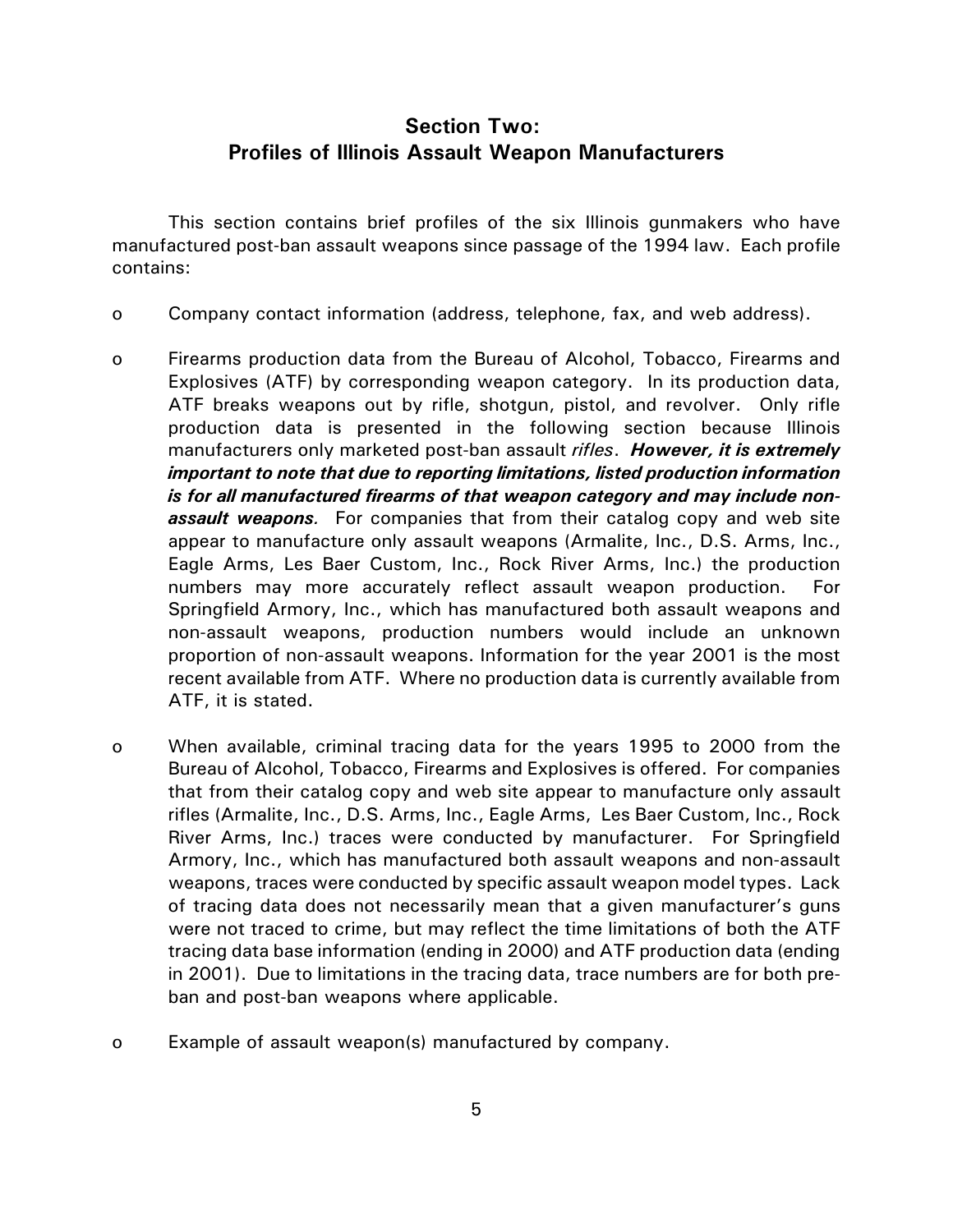## Section Two:
## Profiles of Illinois Assault Weapon Manufacturers

This section contains brief profiles of the six Illinois gunmakers who have manufactured post-ban assault weapons since passage of the 1994 law. Each profile contains:

- Company contact information (address, telephone, fax, and web address).

- Firearms production data from the Bureau of Alcohol, Tobacco, Firearms and Explosives (ATF) by corresponding weapon category. In its production data, ATF breaks weapons out by rifle, shotgun, pistol, and revolver. Only rifle production data is presented in the following section because Illinois manufacturers only marketed post-ban assault *rifles*. ***However, it is extremely important to note that due to reporting limitations, listed production information is for all manufactured firearms of that weapon category and may include non-assault weapons.*** For companies that from their catalog copy and web site appear to manufacture only assault weapons (Armalite, Inc., D.S. Arms, Inc., Eagle Arms, Les Baer Custom, Inc., Rock River Arms, Inc.) the production numbers may more accurately reflect assault weapon production. For Springfield Armory, Inc., which has manufactured both assault weapons and non-assault weapons, production numbers would include an unknown proportion of non-assault weapons. Information for the year 2001 is the most recent available from ATF. Where no production data is currently available from ATF, it is stated.

- When available, criminal tracing data for the years 1995 to 2000 from the Bureau of Alcohol, Tobacco, Firearms and Explosives is offered. For companies that from their catalog copy and web site appear to manufacture only assault rifles (Armalite, Inc., D.S. Arms, Inc., Eagle Arms, Les Baer Custom, Inc., Rock River Arms, Inc.) traces were conducted by manufacturer. For Springfield Armory, Inc., which has manufactured both assault weapons and non-assault weapons, traces were conducted by specific assault weapon model types. Lack of tracing data does not necessarily mean that a given manufacturer's guns were not traced to crime, but may reflect the time limitations of both the ATF tracing data base information (ending in 2000) and ATF production data (ending in 2001). Due to limitations in the tracing data, trace numbers are for both pre-ban and post-ban weapons where applicable.

- Example of assault weapon(s) manufactured by company.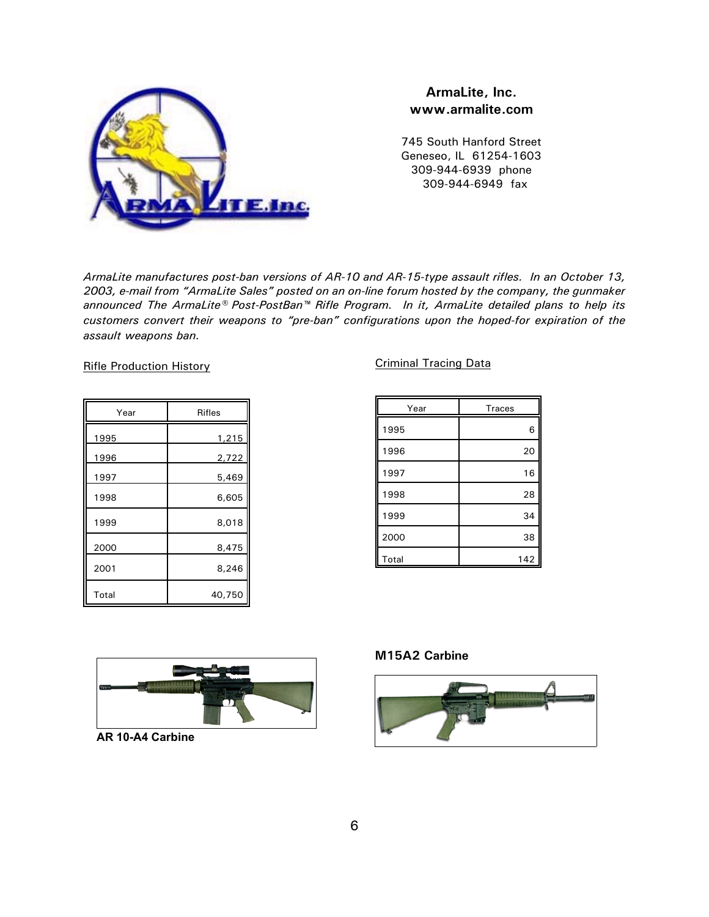**ArmaLite, Inc.**
**www.armalite.com**

745 South Hanford Street
Geneseo, IL 61254-1603
309-944-6939 phone
309-944-6949 fax

*ArmaLite manufactures post-ban versions of AR-10 and AR-15-type assault rifles. In an October 13, 2003, e-mail from "ArmaLite Sales" posted on an on-line forum hosted by the company, the gunmaker announced The ArmaLite® Post-PostBan™ Rifle Program. In it, ArmaLite detailed plans to help its customers convert their weapons to "pre-ban" configurations upon the hoped-for expiration of the assault weapons ban.*

Rifle Production History

| Year | Rifles |
| --- | --- |
| 1995 | 1,215 |
| 1996 | 2,722 |
| 1997 | 5,469 |
| 1998 | 6,605 |
| 1999 | 8,018 |
| 2000 | 8,475 |
| 2001 | 8,246 |
| Total | 40,750 |

Criminal Tracing Data

| Year | Traces |
| --- | --- |
| 1995 | 6 |
| 1996 | 20 |
| 1997 | 16 |
| 1998 | 28 |
| 1999 | 34 |
| 2000 | 38 |
| Total | 142 |

**AR 10-A4 Carbine**

**M15A2 Carbine**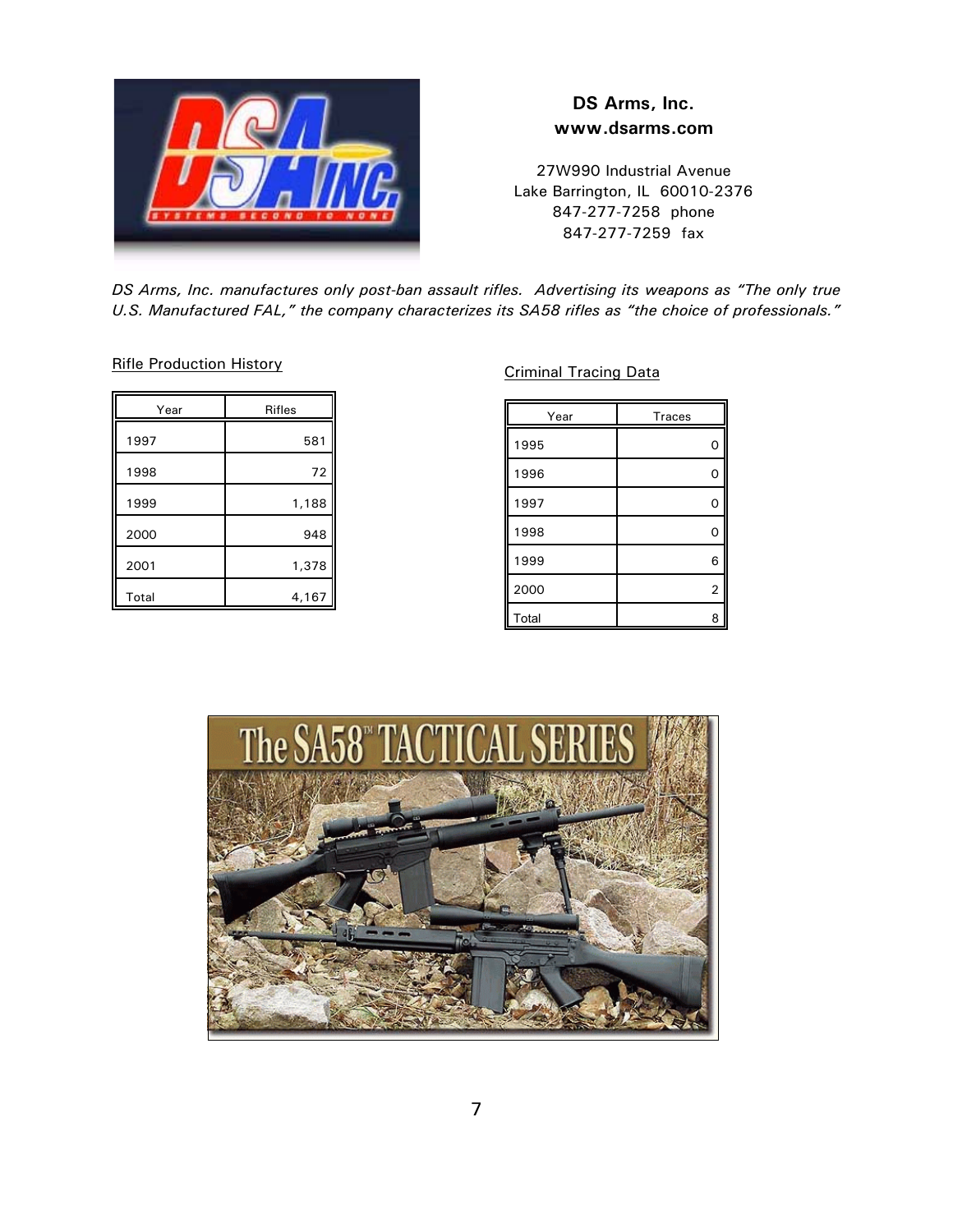**DS Arms, Inc.**
**www.dsarms.com**

27W990 Industrial Avenue
Lake Barrington, IL 60010-2376
847-277-7258 phone
847-277-7259 fax

*DS Arms, Inc. manufactures only post-ban assault rifles. Advertising its weapons as "The only true U.S. Manufactured FAL," the company characterizes its SA58 rifles as "the choice of professionals."*

Rifle Production History

| Year | Rifles |
|---|---|
| 1997 | 581 |
| 1998 | 72 |
| 1999 | 1,188 |
| 2000 | 948 |
| 2001 | 1,378 |
| Total | 4,167 |

Criminal Tracing Data

| Year | Traces |
|---|---|
| 1995 | 0 |
| 1996 | 0 |
| 1997 | 0 |
| 1998 | 0 |
| 1999 | 6 |
| 2000 | 2 |
| Total | 8 |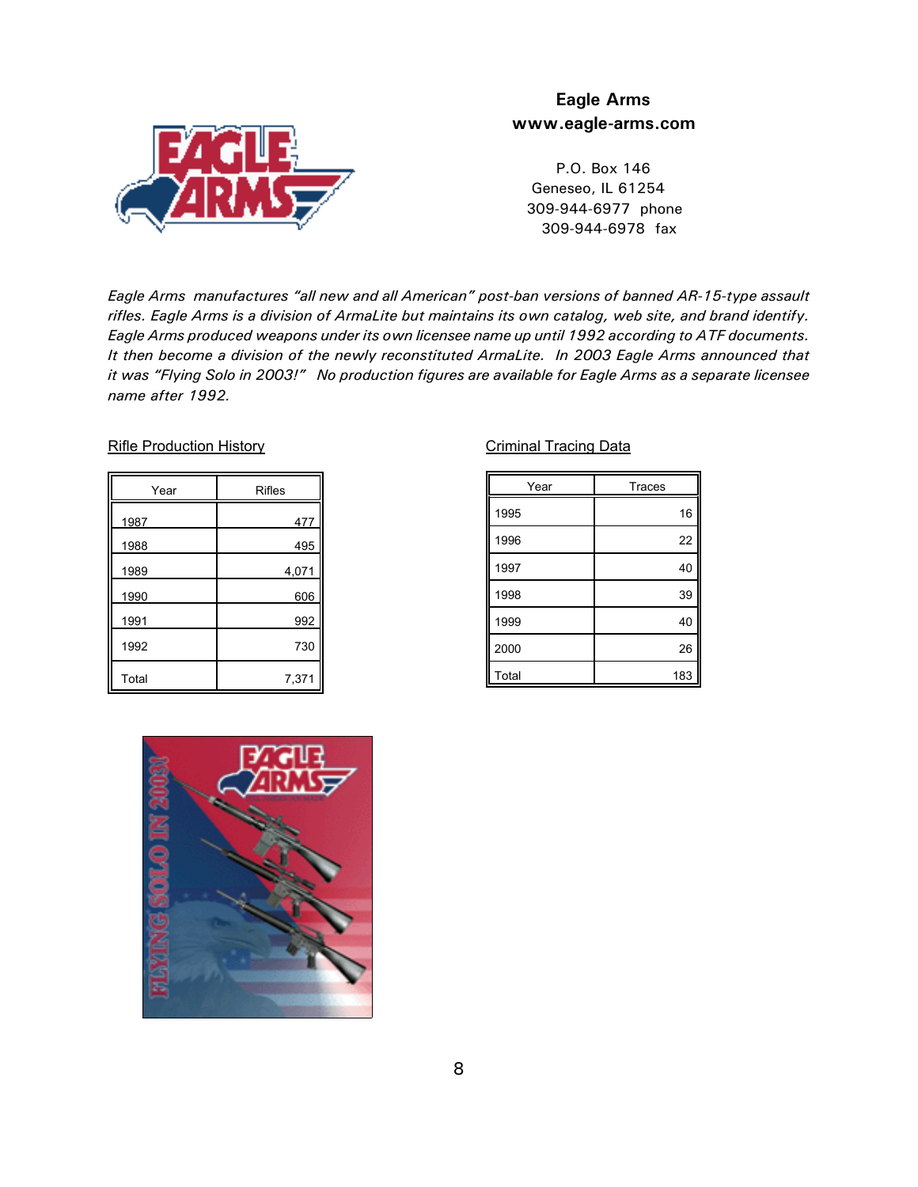# Eagle Arms

**www.eagle-arms.com**

P.O. Box 146
Geneseo, IL 61254
309-944-6977 phone
309-944-6978 fax

*Eagle Arms manufactures "all new and all American" post-ban versions of banned AR-15-type assault rifles. Eagle Arms is a division of ArmaLite but maintains its own catalog, web site, and brand identify. Eagle Arms produced weapons under its own licensee name up until 1992 according to ATF documents. It then become a division of the newly reconstituted ArmaLite. In 2003 Eagle Arms announced that it was "Flying Solo in 2003!" No production figures are available for Eagle Arms as a separate licensee name after 1992.*

Rifle Production History

| Year | Rifles |
|---|---|
| 1987 | 477 |
| 1988 | 495 |
| 1989 | 4,071 |
| 1990 | 606 |
| 1991 | 992 |
| 1992 | 730 |
| Total | 7,371 |

Criminal Tracing Data

| Year | Traces |
|---|---|
| 1995 | 16 |
| 1996 | 22 |
| 1997 | 40 |
| 1998 | 39 |
| 1999 | 40 |
| 2000 | 26 |
| Total | 183 |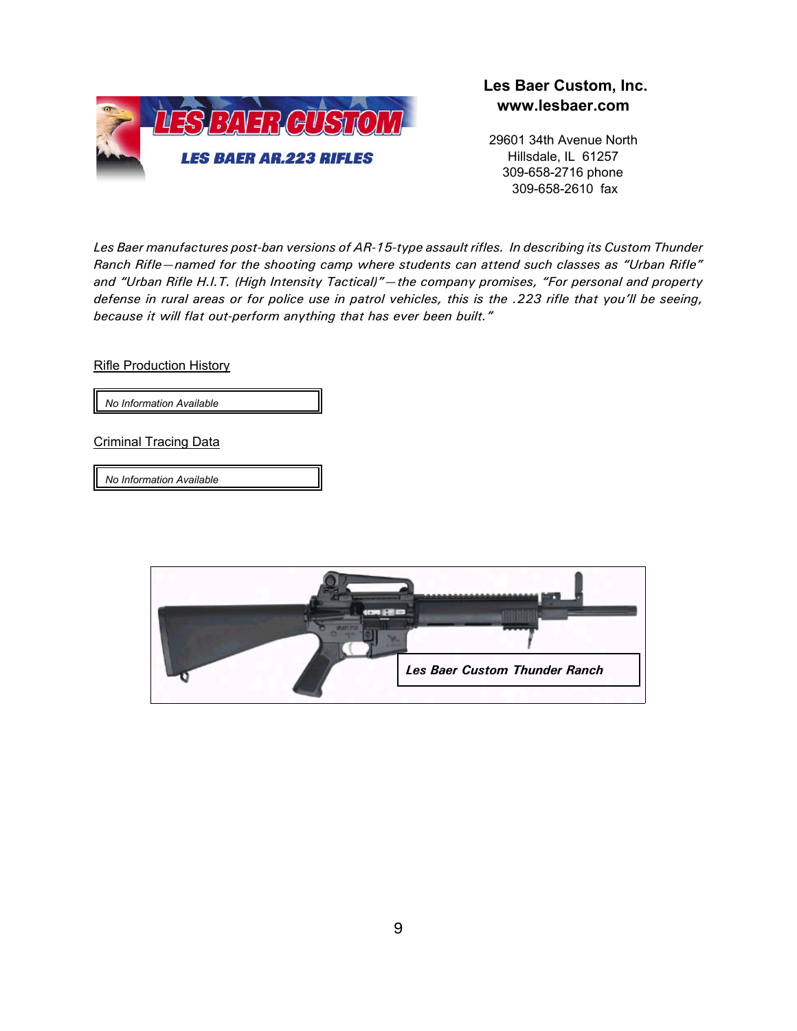LES BAER CUSTOM

LES BAER AR.223 RIFLES

**Les Baer Custom, Inc.**
**www.lesbaer.com**

29601 34th Avenue North
Hillsdale, IL 61257
309-658-2716 phone
309-658-2610 fax

*Les Baer manufactures post-ban versions of AR-15-type assault rifles. In describing its Custom Thunder Ranch Rifle—named for the shooting camp where students can attend such classes as "Urban Rifle" and "Urban Rifle H.I.T. (High Intensity Tactical)"—the company promises, "For personal and property defense in rural areas or for police use in patrol vehicles, this is the .223 rifle that you'll be seeing, because it will flat out-perform anything that has ever been built."*

Rifle Production History

*No Information Available*

Criminal Tracing Data

*No Information Available*

***Les Baer Custom Thunder Ranch***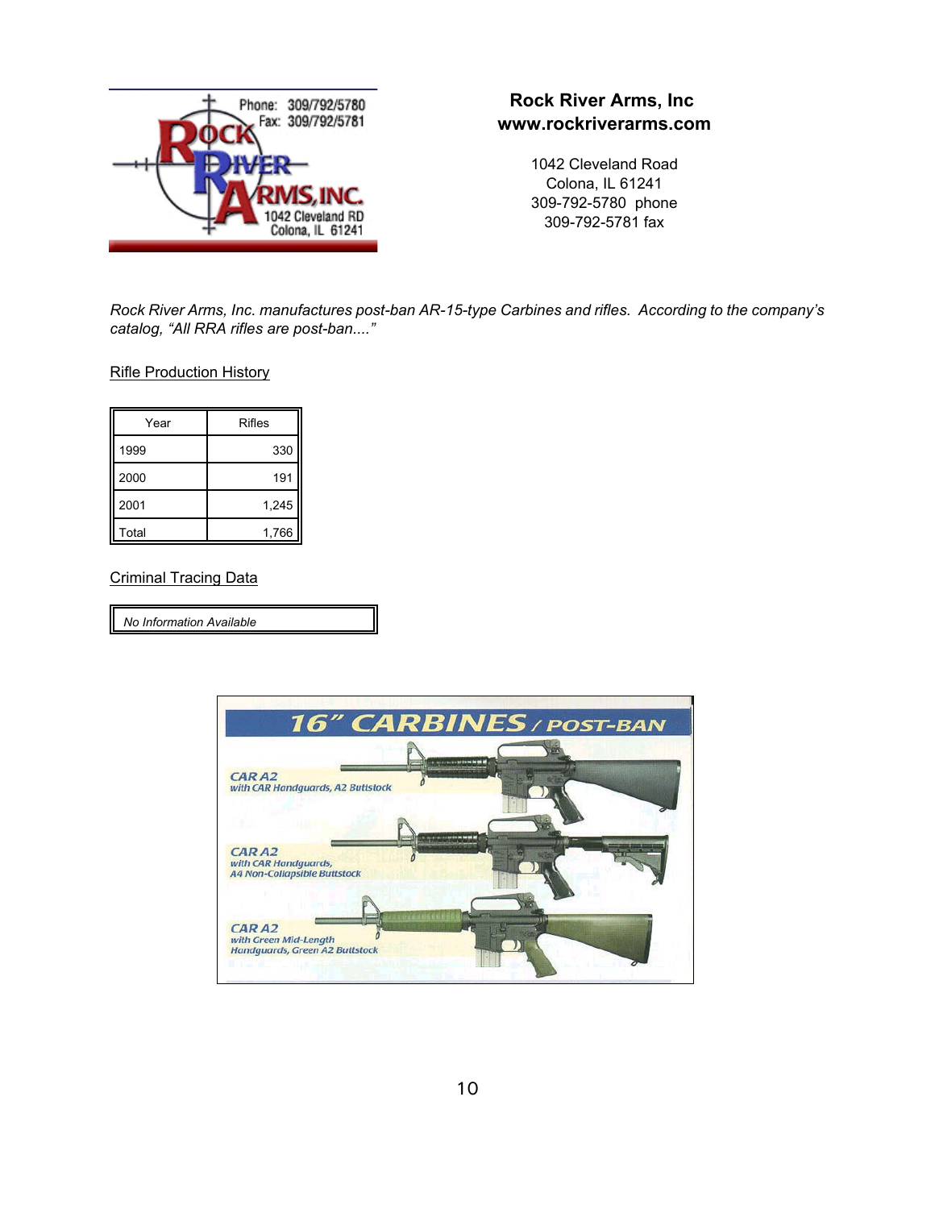## Rock River Arms, Inc
**www.rockriverarms.com**

1042 Cleveland Road
Colona, IL 61241
309-792-5780 phone
309-792-5781 fax

*Rock River Arms, Inc. manufactures post-ban AR-15-type Carbines and rifles. According to the company's catalog, "All RRA rifles are post-ban...."*

Rifle Production History

| Year | Rifles |
|---|---|
| 1999 | 330 |
| 2000 | 191 |
| 2001 | 1,245 |
| Total | 1,766 |

Criminal Tracing Data

| *No Information Available* |
|---|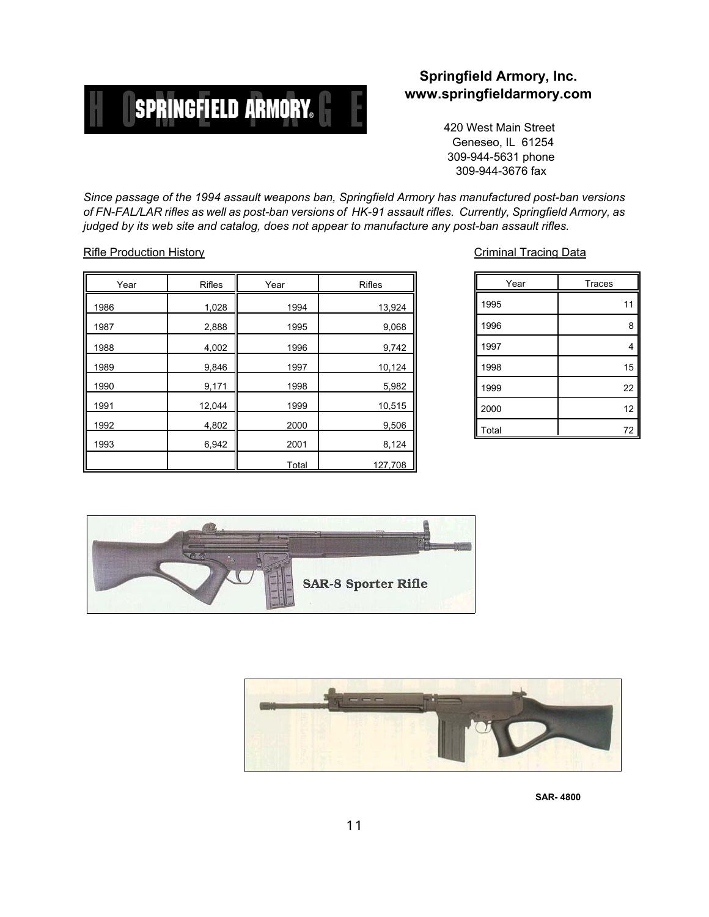**Springfield Armory, Inc.**
**www.springfieldarmory.com**

420 West Main Street
Geneseo, IL 61254
309-944-5631 phone
309-944-3676 fax

*Since passage of the 1994 assault weapons ban, Springfield Armory has manufactured post-ban versions of FN-FAL/LAR rifles as well as post-ban versions of HK-91 assault rifles. Currently, Springfield Armory, as judged by its web site and catalog, does not appear to manufacture any post-ban assault rifles.*

Rifle Production History

| Year | Rifles | Year | Rifles |
|---|---|---|---|
| 1986 | 1,028 | 1994 | 13,924 |
| 1987 | 2,888 | 1995 | 9,068 |
| 1988 | 4,002 | 1996 | 9,742 |
| 1989 | 9,846 | 1997 | 10,124 |
| 1990 | 9,171 | 1998 | 5,982 |
| 1991 | 12,044 | 1999 | 10,515 |
| 1992 | 4,802 | 2000 | 9,506 |
| 1993 | 6,942 | 2001 | 8,124 |
| | | Total | 127,708 |

Criminal Tracing Data

| Year | Traces |
|---|---|
| 1995 | 11 |
| 1996 | 8 |
| 1997 | 4 |
| 1998 | 15 |
| 1999 | 22 |
| 2000 | 12 |
| Total | 72 |

SAR-8 Sporter Rifle

SAR- 4800